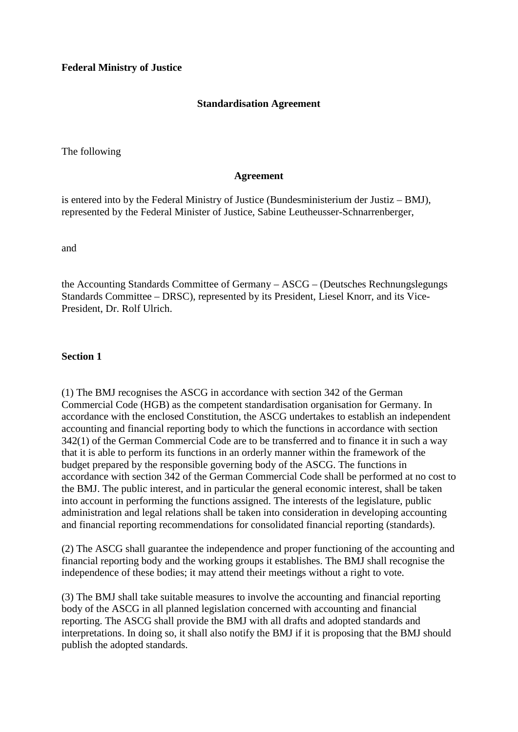**Federal Ministry of Justice**

**Standardisation Agreement**

The following

**Agreement**

is entered into by the Federal Ministry of Justice (Bundesministerium der Justiz – BMJ), represented by the Federal Minister of Justice, Sabine Leutheusser-Schnarrenberger,

and

the Accounting Standards Committee of Germany – ASCG – (Deutsches Rechnungslegungs Standards Committee – DRSC), represented by its President, Liesel Knorr, and its Vice-President, Dr. Rolf Ulrich.

**Section 1**

(1) The BMJ recognises the ASCG in accordance with section 342 of the German Commercial Code (HGB) as the competent standardisation organisation for Germany. In accordance with the enclosed Constitution, the ASCG undertakes to establish an independent accounting and financial reporting body to which the functions in accordance with section 342(1) of the German Commercial Code are to be transferred and to finance it in such a way that it is able to perform its functions in an orderly manner within the framework of the budget prepared by the responsible governing body of the ASCG. The functions in accordance with section 342 of the German Commercial Code shall be performed at no cost to the BMJ. The public interest, and in particular the general economic interest, shall be taken into account in performing the functions assigned. The interests of the legislature, public administration and legal relations shall be taken into consideration in developing accounting and financial reporting recommendations for consolidated financial reporting (standards).

(2) The ASCG shall guarantee the independence and proper functioning of the accounting and financial reporting body and the working groups it establishes. The BMJ shall recognise the independence of these bodies; it may attend their meetings without a right to vote.

(3) The BMJ shall take suitable measures to involve the accounting and financial reporting body of the ASCG in all planned legislation concerned with accounting and financial reporting. The ASCG shall provide the BMJ with all drafts and adopted standards and interpretations. In doing so, it shall also notify the BMJ if it is proposing that the BMJ should publish the adopted standards.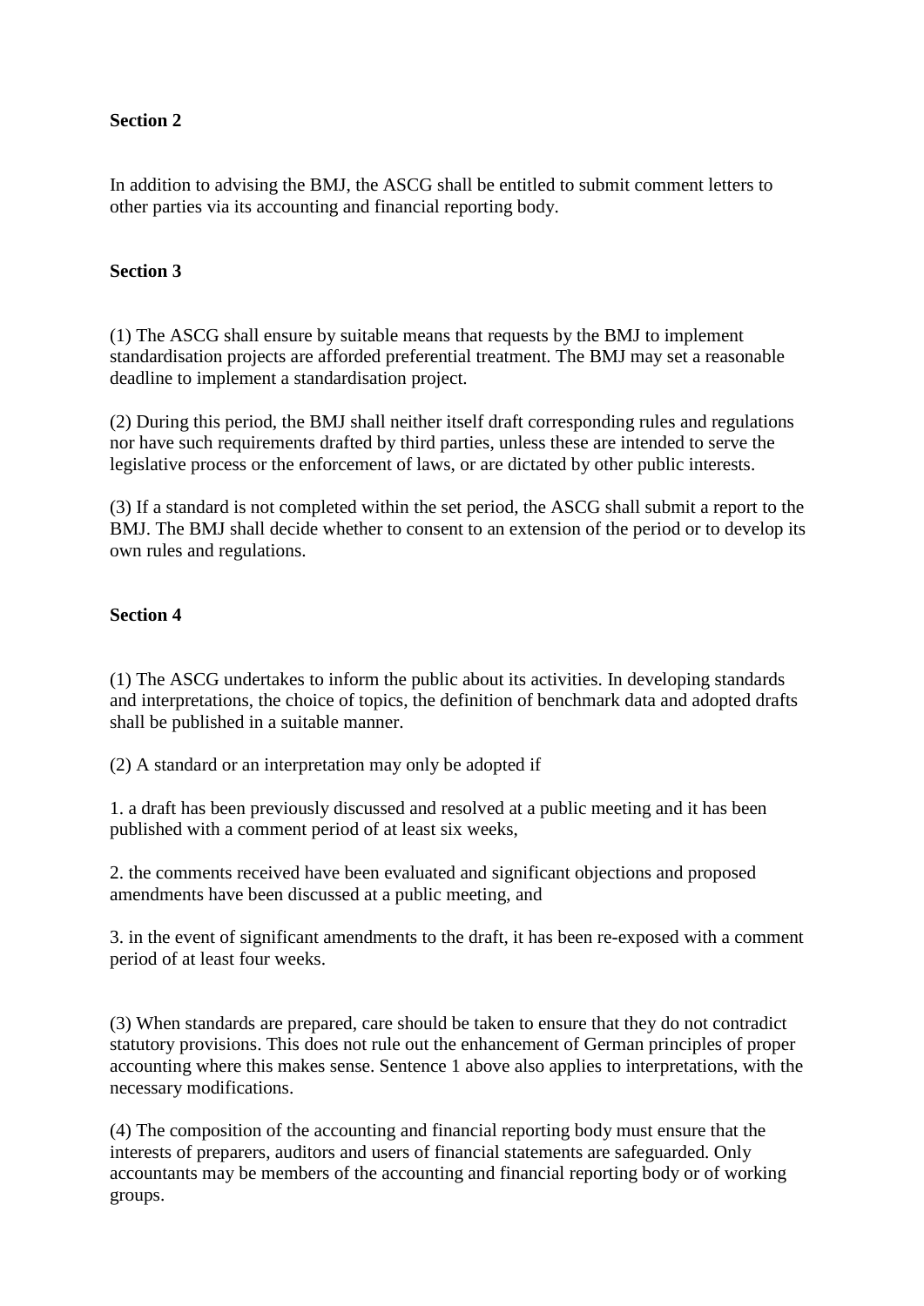**Section 2**

In addition to advising the BMJ, the ASCG shall be entitled to submit comment letters to other parties via its accounting and financial reporting body.

**Section 3**

(1) The ASCG shall ensure by suitable means that requests by the BMJ to implement standardisation projects are afforded preferential treatment. The BMJ may set a reasonable deadline to implement a standardisation project.

(2) During this period, the BMJ shall neither itself draft corresponding rules and regulations nor have such requirements drafted by third parties, unless these are intended to serve the legislative process or the enforcement of laws, or are dictated by other public interests.

(3) If a standard is not completed within the set period, the ASCG shall submit a report to the BMJ. The BMJ shall decide whether to consent to an extension of the period or to develop its own rules and regulations.

**Section 4**

(1) The ASCG undertakes to inform the public about its activities. In developing standards and interpretations, the choice of topics, the definition of benchmark data and adopted drafts shall be published in a suitable manner.

(2) A standard or an interpretation may only be adopted if

1. a draft has been previously discussed and resolved at a public meeting and it has been published with a comment period of at least six weeks,

2. the comments received have been evaluated and significant objections and proposed amendments have been discussed at a public meeting, and

3. in the event of significant amendments to the draft, it has been re-exposed with a comment period of at least four weeks.

(3) When standards are prepared, care should be taken to ensure that they do not contradict statutory provisions. This does not rule out the enhancement of German principles of proper accounting where this makes sense. Sentence 1 above also applies to interpretations, with the necessary modifications.

(4) The composition of the accounting and financial reporting body must ensure that the interests of preparers, auditors and users of financial statements are safeguarded. Only accountants may be members of the accounting and financial reporting body or of working groups.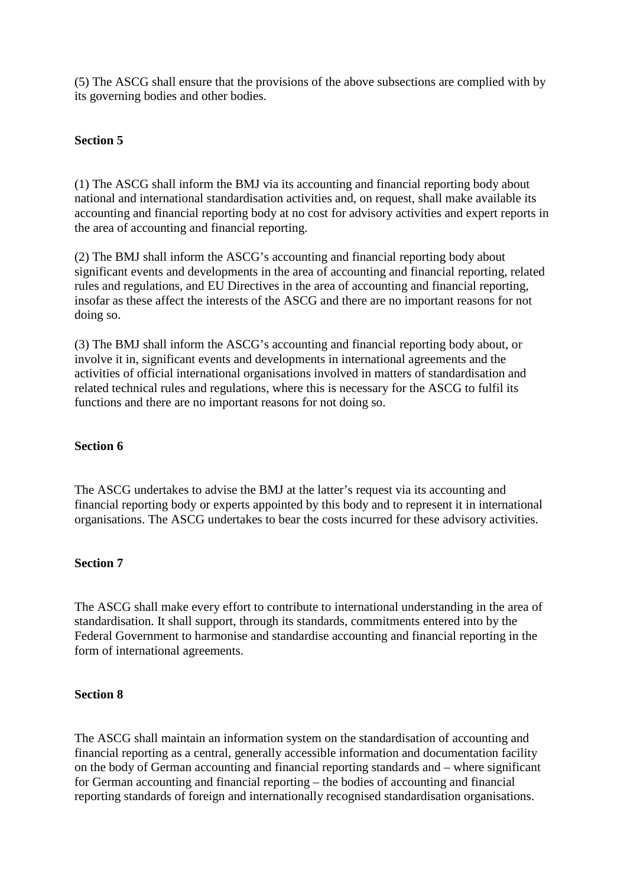(5) The ASCG shall ensure that the provisions of the above subsections are complied with by its governing bodies and other bodies.

**Section 5**

(1) The ASCG shall inform the BMJ via its accounting and financial reporting body about national and international standardisation activities and, on request, shall make available its accounting and financial reporting body at no cost for advisory activities and expert reports in the area of accounting and financial reporting.

(2) The BMJ shall inform the ASCG's accounting and financial reporting body about significant events and developments in the area of accounting and financial reporting, related rules and regulations, and EU Directives in the area of accounting and financial reporting, insofar as these affect the interests of the ASCG and there are no important reasons for not doing so.

(3) The BMJ shall inform the ASCG's accounting and financial reporting body about, or involve it in, significant events and developments in international agreements and the activities of official international organisations involved in matters of standardisation and related technical rules and regulations, where this is necessary for the ASCG to fulfil its functions and there are no important reasons for not doing so.

**Section 6**

The ASCG undertakes to advise the BMJ at the latter's request via its accounting and financial reporting body or experts appointed by this body and to represent it in international organisations. The ASCG undertakes to bear the costs incurred for these advisory activities.

**Section 7**

The ASCG shall make every effort to contribute to international understanding in the area of standardisation. It shall support, through its standards, commitments entered into by the Federal Government to harmonise and standardise accounting and financial reporting in the form of international agreements.

**Section 8**

The ASCG shall maintain an information system on the standardisation of accounting and financial reporting as a central, generally accessible information and documentation facility on the body of German accounting and financial reporting standards and – where significant for German accounting and financial reporting – the bodies of accounting and financial reporting standards of foreign and internationally recognised standardisation organisations.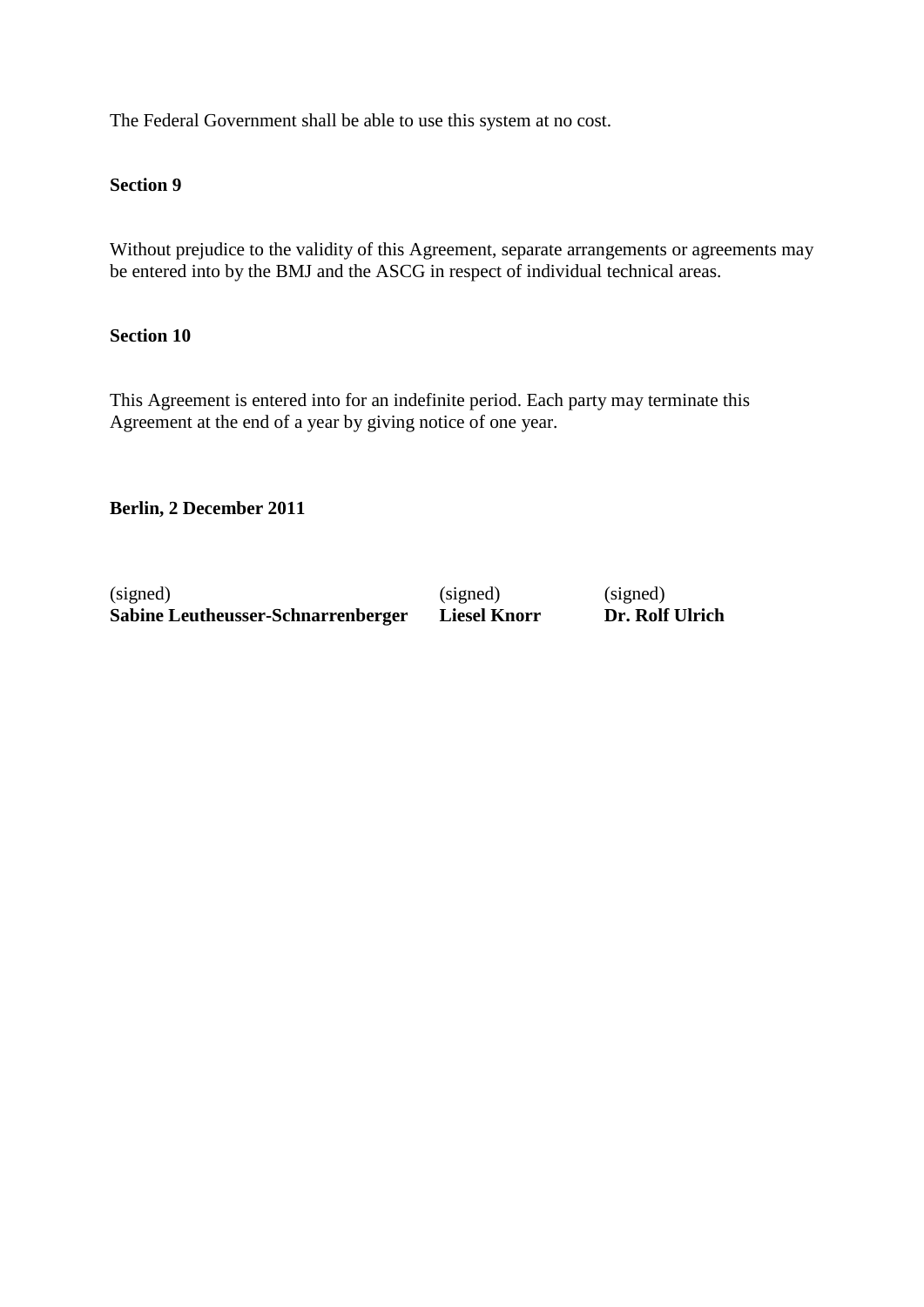The Federal Government shall be able to use this system at no cost.

**Section 9**

Without prejudice to the validity of this Agreement, separate arrangements or agreements may be entered into by the BMJ and the ASCG in respect of individual technical areas.

**Section 10**

This Agreement is entered into for an indefinite period. Each party may terminate this Agreement at the end of a year by giving notice of one year.

**Berlin, 2 December 2011**

| | | |
|---|---|---|
| (signed) | (signed) | (signed) |
| **Sabine Leutheusser-Schnarrenberger** | **Liesel Knorr** | **Dr. Rolf Ulrich** |